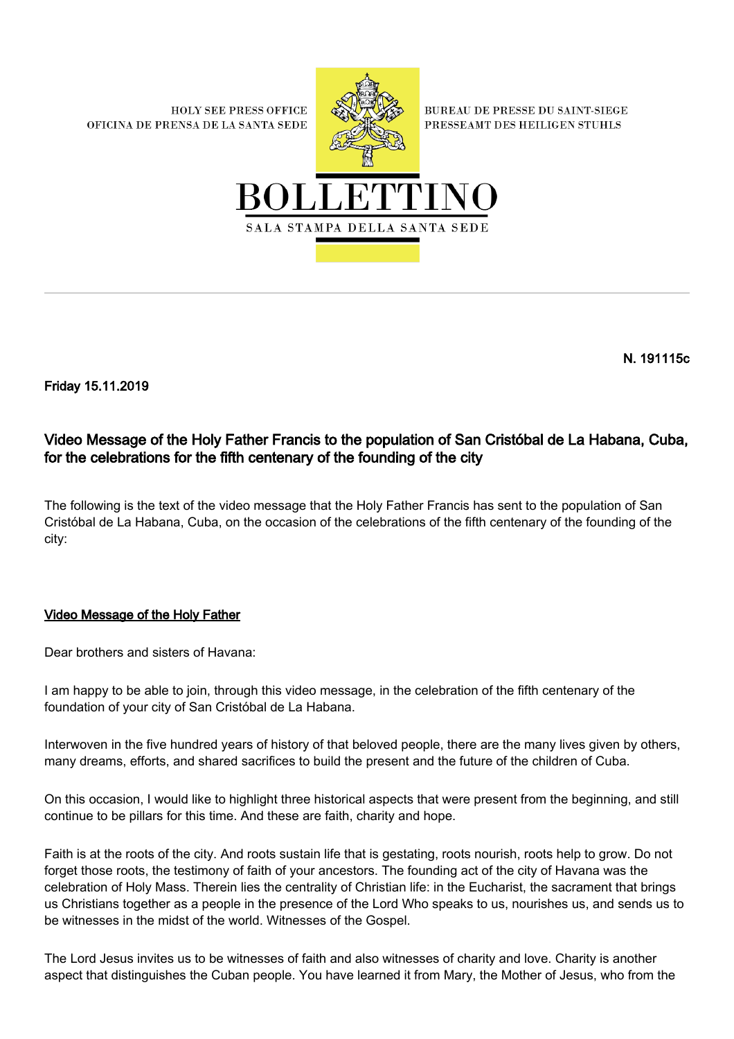HOLY SEE PRESS OFFICE
OFICINA DE PRENSA DE LA SANTA SEDE

BUREAU DE PRESSE DU SAINT-SIEGE
PRESSEAMT DES HEILIGEN STUHLS

# BOLLETTINO

SALA STAMPA DELLA SANTA SEDE

**N. 191115c**

**Friday 15.11.2019**

## Video Message of the Holy Father Francis to the population of San Cristóbal de La Habana, Cuba, for the celebrations for the fifth centenary of the founding of the city

The following is the text of the video message that the Holy Father Francis has sent to the population of San Cristóbal de La Habana, Cuba, on the occasion of the celebrations of the fifth centenary of the founding of the city:

### Video Message of the Holy Father

Dear brothers and sisters of Havana:

I am happy to be able to join, through this video message, in the celebration of the fifth centenary of the foundation of your city of San Cristóbal de La Habana.

Interwoven in the five hundred years of history of that beloved people, there are the many lives given by others, many dreams, efforts, and shared sacrifices to build the present and the future of the children of Cuba.

On this occasion, I would like to highlight three historical aspects that were present from the beginning, and still continue to be pillars for this time. And these are faith, charity and hope.

Faith is at the roots of the city. And roots sustain life that is gestating, roots nourish, roots help to grow. Do not forget those roots, the testimony of faith of your ancestors. The founding act of the city of Havana was the celebration of Holy Mass. Therein lies the centrality of Christian life: in the Eucharist, the sacrament that brings us Christians together as a people in the presence of the Lord Who speaks to us, nourishes us, and sends us to be witnesses in the midst of the world. Witnesses of the Gospel.

The Lord Jesus invites us to be witnesses of faith and also witnesses of charity and love. Charity is another aspect that distinguishes the Cuban people. You have learned it from Mary, the Mother of Jesus, who from the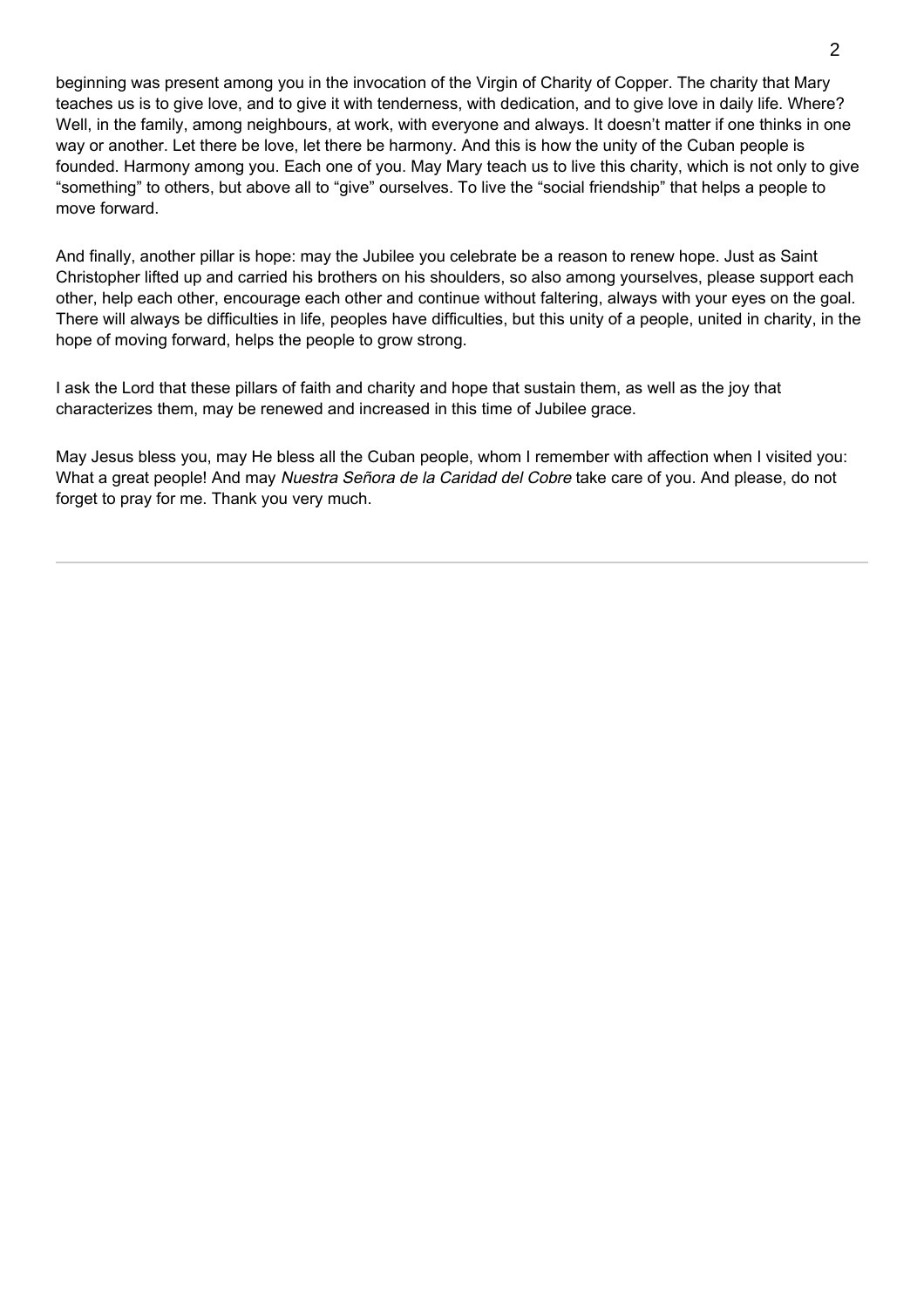beginning was present among you in the invocation of the Virgin of Charity of Copper. The charity that Mary teaches us is to give love, and to give it with tenderness, with dedication, and to give love in daily life. Where? Well, in the family, among neighbours, at work, with everyone and always. It doesn't matter if one thinks in one way or another. Let there be love, let there be harmony. And this is how the unity of the Cuban people is founded. Harmony among you. Each one of you. May Mary teach us to live this charity, which is not only to give "something" to others, but above all to "give" ourselves. To live the "social friendship" that helps a people to move forward.

And finally, another pillar is hope: may the Jubilee you celebrate be a reason to renew hope. Just as Saint Christopher lifted up and carried his brothers on his shoulders, so also among yourselves, please support each other, help each other, encourage each other and continue without faltering, always with your eyes on the goal. There will always be difficulties in life, peoples have difficulties, but this unity of a people, united in charity, in the hope of moving forward, helps the people to grow strong.

I ask the Lord that these pillars of faith and charity and hope that sustain them, as well as the joy that characterizes them, may be renewed and increased in this time of Jubilee grace.

May Jesus bless you, may He bless all the Cuban people, whom I remember with affection when I visited you: What a great people! And may *Nuestra Señora de la Caridad del Cobre* take care of you. And please, do not forget to pray for me. Thank you very much.